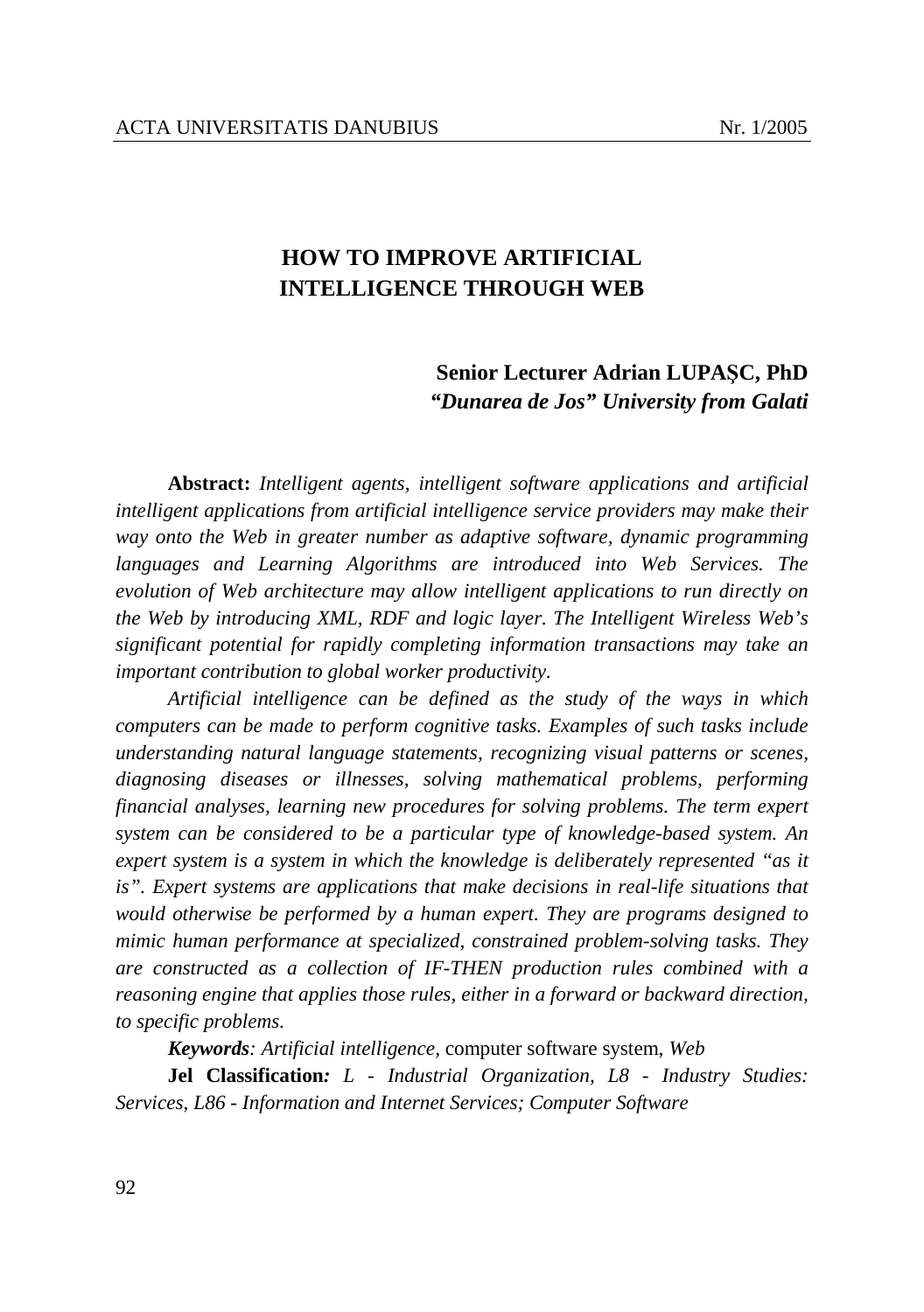# HOW TO IMPROVE ARTIFICIAL INTELLIGENCE THROUGH WEB

**Senior Lecturer Adrian LUPAȘC, PhD**
***"Dunarea de Jos" University from Galati***

**Abstract:** *Intelligent agents, intelligent software applications and artificial intelligent applications from artificial intelligence service providers may make their way onto the Web in greater number as adaptive software, dynamic programming languages and Learning Algorithms are introduced into Web Services. The evolution of Web architecture may allow intelligent applications to run directly on the Web by introducing XML, RDF and logic layer. The Intelligent Wireless Web's significant potential for rapidly completing information transactions may take an important contribution to global worker productivity.*

*Artificial intelligence can be defined as the study of the ways in which computers can be made to perform cognitive tasks. Examples of such tasks include understanding natural language statements, recognizing visual patterns or scenes, diagnosing diseases or illnesses, solving mathematical problems, performing financial analyses, learning new procedures for solving problems. The term expert system can be considered to be a particular type of knowledge-based system. An expert system is a system in which the knowledge is deliberately represented "as it is". Expert systems are applications that make decisions in real-life situations that would otherwise be performed by a human expert. They are programs designed to mimic human performance at specialized, constrained problem-solving tasks. They are constructed as a collection of IF-THEN production rules combined with a reasoning engine that applies those rules, either in a forward or backward direction, to specific problems.*

***Keywords****: Artificial intelligence,* computer software system, *Web*

**Jel Classification*:*** *L - Industrial Organization, L8 - Industry Studies: Services, L86 - Information and Internet Services; Computer Software*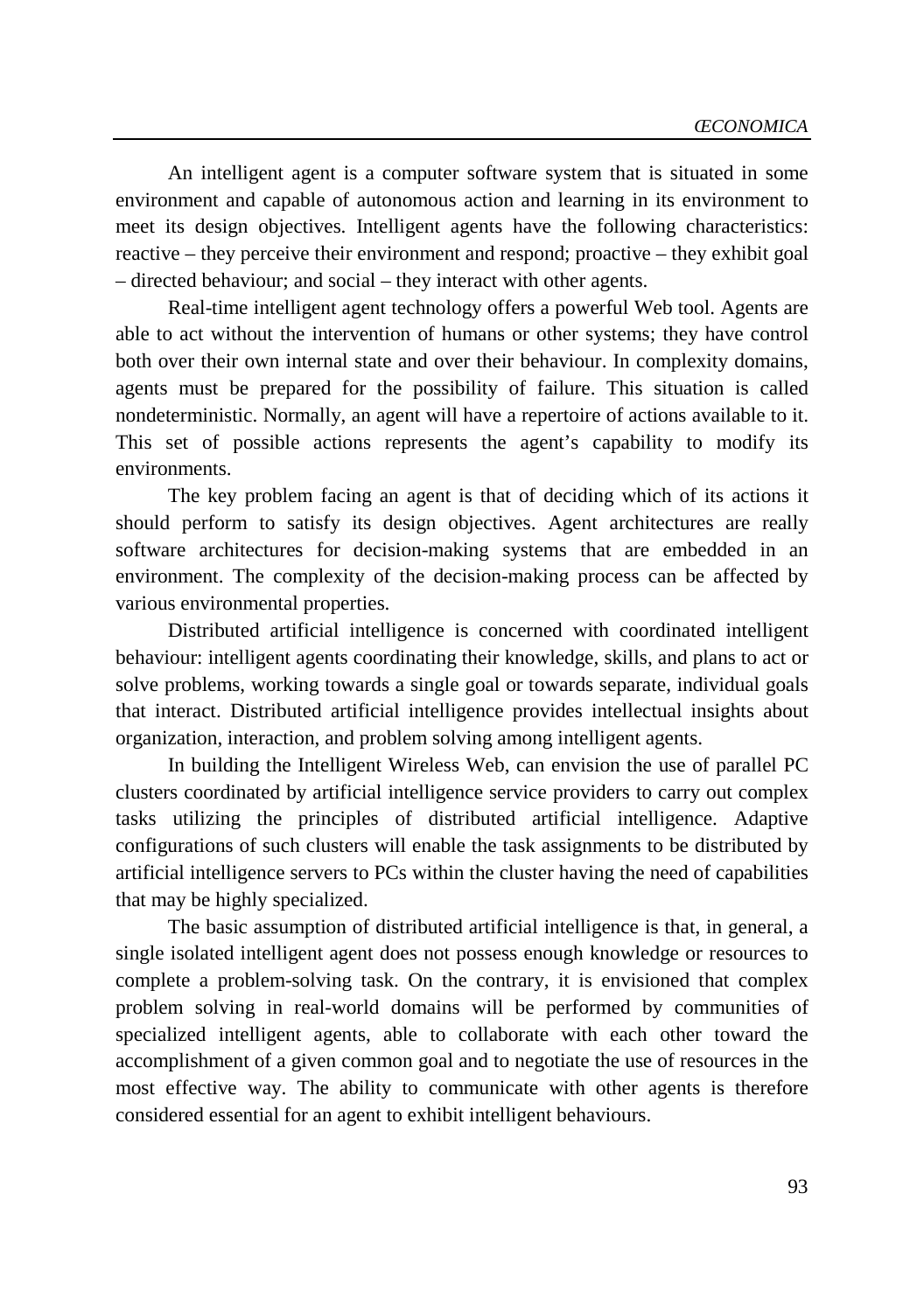An intelligent agent is a computer software system that is situated in some environment and capable of autonomous action and learning in its environment to meet its design objectives. Intelligent agents have the following characteristics: reactive – they perceive their environment and respond; proactive – they exhibit goal – directed behaviour; and social – they interact with other agents.

Real-time intelligent agent technology offers a powerful Web tool. Agents are able to act without the intervention of humans or other systems; they have control both over their own internal state and over their behaviour. In complexity domains, agents must be prepared for the possibility of failure. This situation is called nondeterministic. Normally, an agent will have a repertoire of actions available to it. This set of possible actions represents the agent's capability to modify its environments.

The key problem facing an agent is that of deciding which of its actions it should perform to satisfy its design objectives. Agent architectures are really software architectures for decision-making systems that are embedded in an environment. The complexity of the decision-making process can be affected by various environmental properties.

Distributed artificial intelligence is concerned with coordinated intelligent behaviour: intelligent agents coordinating their knowledge, skills, and plans to act or solve problems, working towards a single goal or towards separate, individual goals that interact. Distributed artificial intelligence provides intellectual insights about organization, interaction, and problem solving among intelligent agents.

In building the Intelligent Wireless Web, can envision the use of parallel PC clusters coordinated by artificial intelligence service providers to carry out complex tasks utilizing the principles of distributed artificial intelligence. Adaptive configurations of such clusters will enable the task assignments to be distributed by artificial intelligence servers to PCs within the cluster having the need of capabilities that may be highly specialized.

The basic assumption of distributed artificial intelligence is that, in general, a single isolated intelligent agent does not possess enough knowledge or resources to complete a problem-solving task. On the contrary, it is envisioned that complex problem solving in real-world domains will be performed by communities of specialized intelligent agents, able to collaborate with each other toward the accomplishment of a given common goal and to negotiate the use of resources in the most effective way. The ability to communicate with other agents is therefore considered essential for an agent to exhibit intelligent behaviours.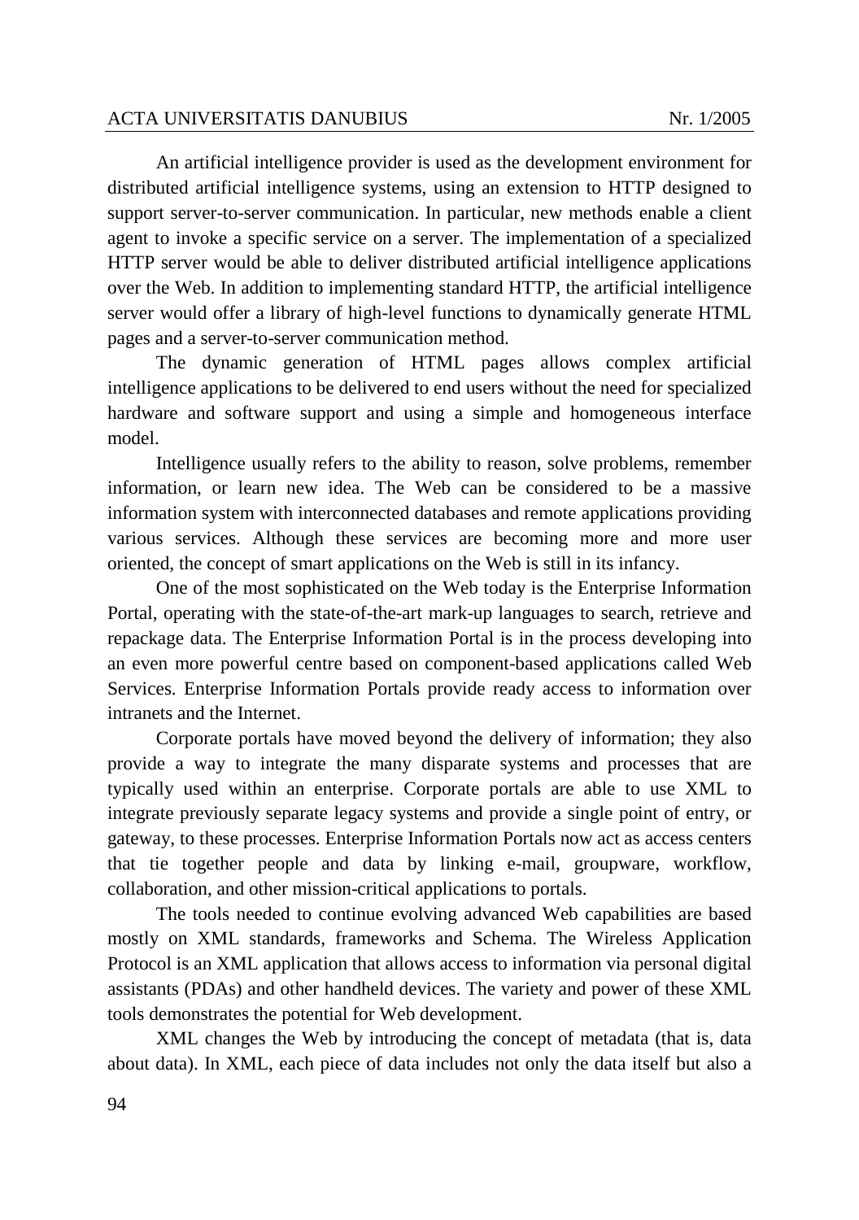An artificial intelligence provider is used as the development environment for distributed artificial intelligence systems, using an extension to HTTP designed to support server-to-server communication. In particular, new methods enable a client agent to invoke a specific service on a server. The implementation of a specialized HTTP server would be able to deliver distributed artificial intelligence applications over the Web. In addition to implementing standard HTTP, the artificial intelligence server would offer a library of high-level functions to dynamically generate HTML pages and a server-to-server communication method.

The dynamic generation of HTML pages allows complex artificial intelligence applications to be delivered to end users without the need for specialized hardware and software support and using a simple and homogeneous interface model.

Intelligence usually refers to the ability to reason, solve problems, remember information, or learn new idea. The Web can be considered to be a massive information system with interconnected databases and remote applications providing various services. Although these services are becoming more and more user oriented, the concept of smart applications on the Web is still in its infancy.

One of the most sophisticated on the Web today is the Enterprise Information Portal, operating with the state-of-the-art mark-up languages to search, retrieve and repackage data. The Enterprise Information Portal is in the process developing into an even more powerful centre based on component-based applications called Web Services. Enterprise Information Portals provide ready access to information over intranets and the Internet.

Corporate portals have moved beyond the delivery of information; they also provide a way to integrate the many disparate systems and processes that are typically used within an enterprise. Corporate portals are able to use XML to integrate previously separate legacy systems and provide a single point of entry, or gateway, to these processes. Enterprise Information Portals now act as access centers that tie together people and data by linking e-mail, groupware, workflow, collaboration, and other mission-critical applications to portals.

The tools needed to continue evolving advanced Web capabilities are based mostly on XML standards, frameworks and Schema. The Wireless Application Protocol is an XML application that allows access to information via personal digital assistants (PDAs) and other handheld devices. The variety and power of these XML tools demonstrates the potential for Web development.

XML changes the Web by introducing the concept of metadata (that is, data about data). In XML, each piece of data includes not only the data itself but also a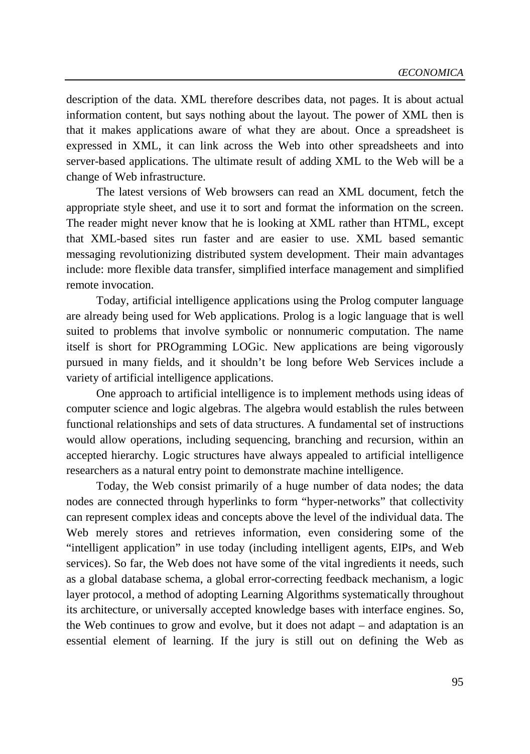description of the data. XML therefore describes data, not pages. It is about actual information content, but says nothing about the layout. The power of XML then is that it makes applications aware of what they are about. Once a spreadsheet is expressed in XML, it can link across the Web into other spreadsheets and into server-based applications. The ultimate result of adding XML to the Web will be a change of Web infrastructure.

The latest versions of Web browsers can read an XML document, fetch the appropriate style sheet, and use it to sort and format the information on the screen. The reader might never know that he is looking at XML rather than HTML, except that XML-based sites run faster and are easier to use. XML based semantic messaging revolutionizing distributed system development. Their main advantages include: more flexible data transfer, simplified interface management and simplified remote invocation.

Today, artificial intelligence applications using the Prolog computer language are already being used for Web applications. Prolog is a logic language that is well suited to problems that involve symbolic or nonnumeric computation. The name itself is short for PROgramming LOGic. New applications are being vigorously pursued in many fields, and it shouldn't be long before Web Services include a variety of artificial intelligence applications.

One approach to artificial intelligence is to implement methods using ideas of computer science and logic algebras. The algebra would establish the rules between functional relationships and sets of data structures. A fundamental set of instructions would allow operations, including sequencing, branching and recursion, within an accepted hierarchy. Logic structures have always appealed to artificial intelligence researchers as a natural entry point to demonstrate machine intelligence.

Today, the Web consist primarily of a huge number of data nodes; the data nodes are connected through hyperlinks to form "hyper-networks" that collectivity can represent complex ideas and concepts above the level of the individual data. The Web merely stores and retrieves information, even considering some of the "intelligent application" in use today (including intelligent agents, EIPs, and Web services). So far, the Web does not have some of the vital ingredients it needs, such as a global database schema, a global error-correcting feedback mechanism, a logic layer protocol, a method of adopting Learning Algorithms systematically throughout its architecture, or universally accepted knowledge bases with interface engines. So, the Web continues to grow and evolve, but it does not adapt – and adaptation is an essential element of learning. If the jury is still out on defining the Web as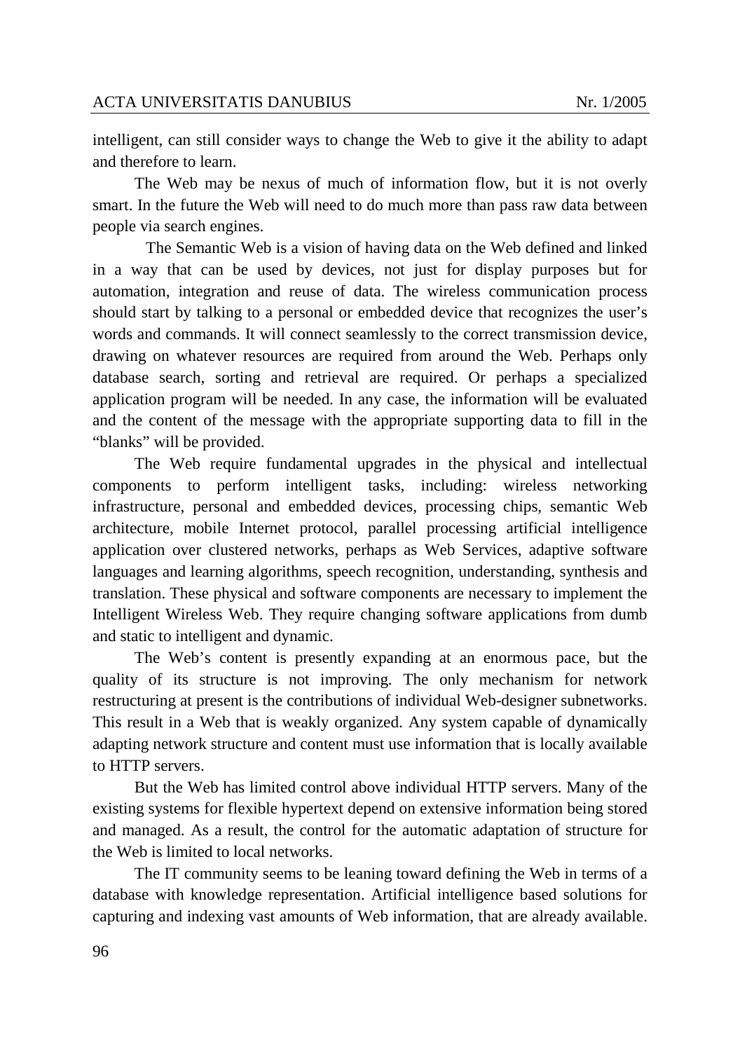intelligent, can still consider ways to change the Web to give it the ability to adapt and therefore to learn.

The Web may be nexus of much of information flow, but it is not overly smart. In the future the Web will need to do much more than pass raw data between people via search engines.

The Semantic Web is a vision of having data on the Web defined and linked in a way that can be used by devices, not just for display purposes but for automation, integration and reuse of data. The wireless communication process should start by talking to a personal or embedded device that recognizes the user's words and commands. It will connect seamlessly to the correct transmission device, drawing on whatever resources are required from around the Web. Perhaps only database search, sorting and retrieval are required. Or perhaps a specialized application program will be needed. In any case, the information will be evaluated and the content of the message with the appropriate supporting data to fill in the "blanks" will be provided.

The Web require fundamental upgrades in the physical and intellectual components to perform intelligent tasks, including: wireless networking infrastructure, personal and embedded devices, processing chips, semantic Web architecture, mobile Internet protocol, parallel processing artificial intelligence application over clustered networks, perhaps as Web Services, adaptive software languages and learning algorithms, speech recognition, understanding, synthesis and translation. These physical and software components are necessary to implement the Intelligent Wireless Web. They require changing software applications from dumb and static to intelligent and dynamic.

The Web's content is presently expanding at an enormous pace, but the quality of its structure is not improving. The only mechanism for network restructuring at present is the contributions of individual Web-designer subnetworks. This result in a Web that is weakly organized. Any system capable of dynamically adapting network structure and content must use information that is locally available to HTTP servers.

But the Web has limited control above individual HTTP servers. Many of the existing systems for flexible hypertext depend on extensive information being stored and managed. As a result, the control for the automatic adaptation of structure for the Web is limited to local networks.

The IT community seems to be leaning toward defining the Web in terms of a database with knowledge representation. Artificial intelligence based solutions for capturing and indexing vast amounts of Web information, that are already available.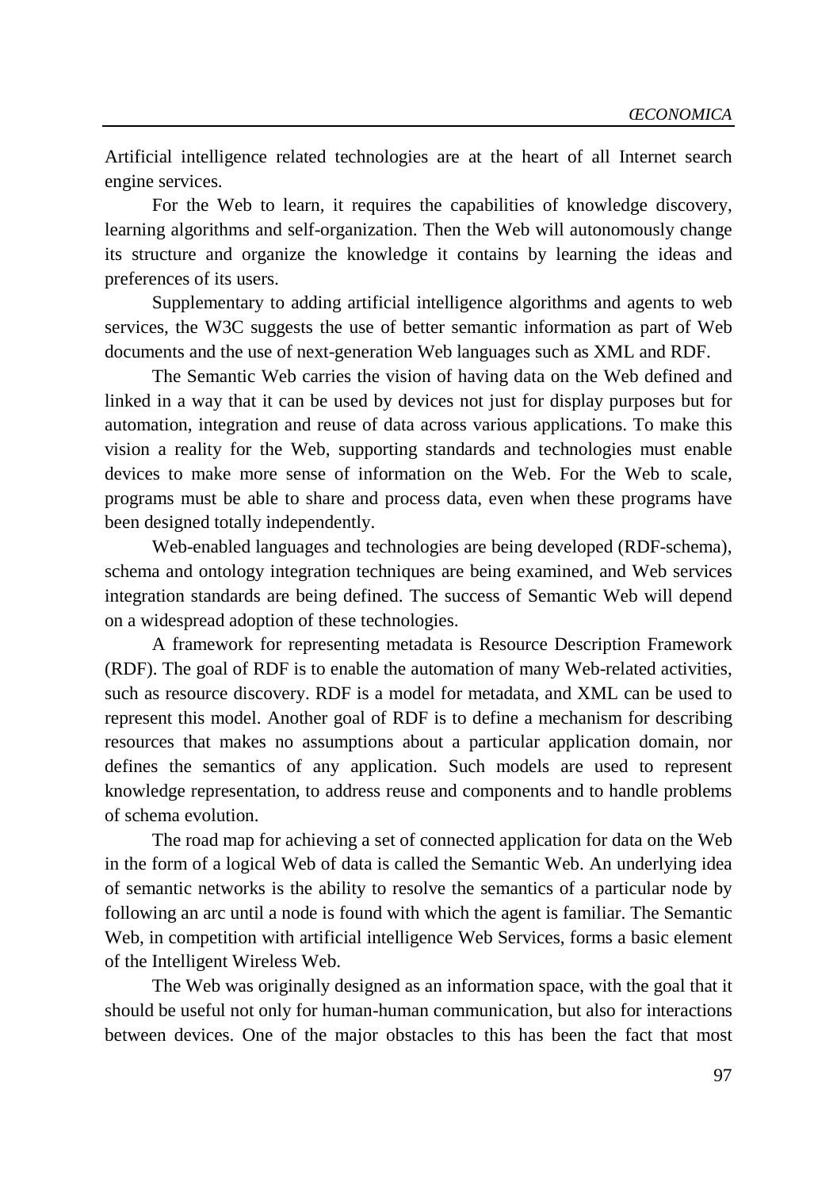Artificial intelligence related technologies are at the heart of all Internet search engine services.

For the Web to learn, it requires the capabilities of knowledge discovery, learning algorithms and self-organization. Then the Web will autonomously change its structure and organize the knowledge it contains by learning the ideas and preferences of its users.

Supplementary to adding artificial intelligence algorithms and agents to web services, the W3C suggests the use of better semantic information as part of Web documents and the use of next-generation Web languages such as XML and RDF.

The Semantic Web carries the vision of having data on the Web defined and linked in a way that it can be used by devices not just for display purposes but for automation, integration and reuse of data across various applications. To make this vision a reality for the Web, supporting standards and technologies must enable devices to make more sense of information on the Web. For the Web to scale, programs must be able to share and process data, even when these programs have been designed totally independently.

Web-enabled languages and technologies are being developed (RDF-schema), schema and ontology integration techniques are being examined, and Web services integration standards are being defined. The success of Semantic Web will depend on a widespread adoption of these technologies.

A framework for representing metadata is Resource Description Framework (RDF). The goal of RDF is to enable the automation of many Web-related activities, such as resource discovery. RDF is a model for metadata, and XML can be used to represent this model. Another goal of RDF is to define a mechanism for describing resources that makes no assumptions about a particular application domain, nor defines the semantics of any application. Such models are used to represent knowledge representation, to address reuse and components and to handle problems of schema evolution.

The road map for achieving a set of connected application for data on the Web in the form of a logical Web of data is called the Semantic Web. An underlying idea of semantic networks is the ability to resolve the semantics of a particular node by following an arc until a node is found with which the agent is familiar. The Semantic Web, in competition with artificial intelligence Web Services, forms a basic element of the Intelligent Wireless Web.

The Web was originally designed as an information space, with the goal that it should be useful not only for human-human communication, but also for interactions between devices. One of the major obstacles to this has been the fact that most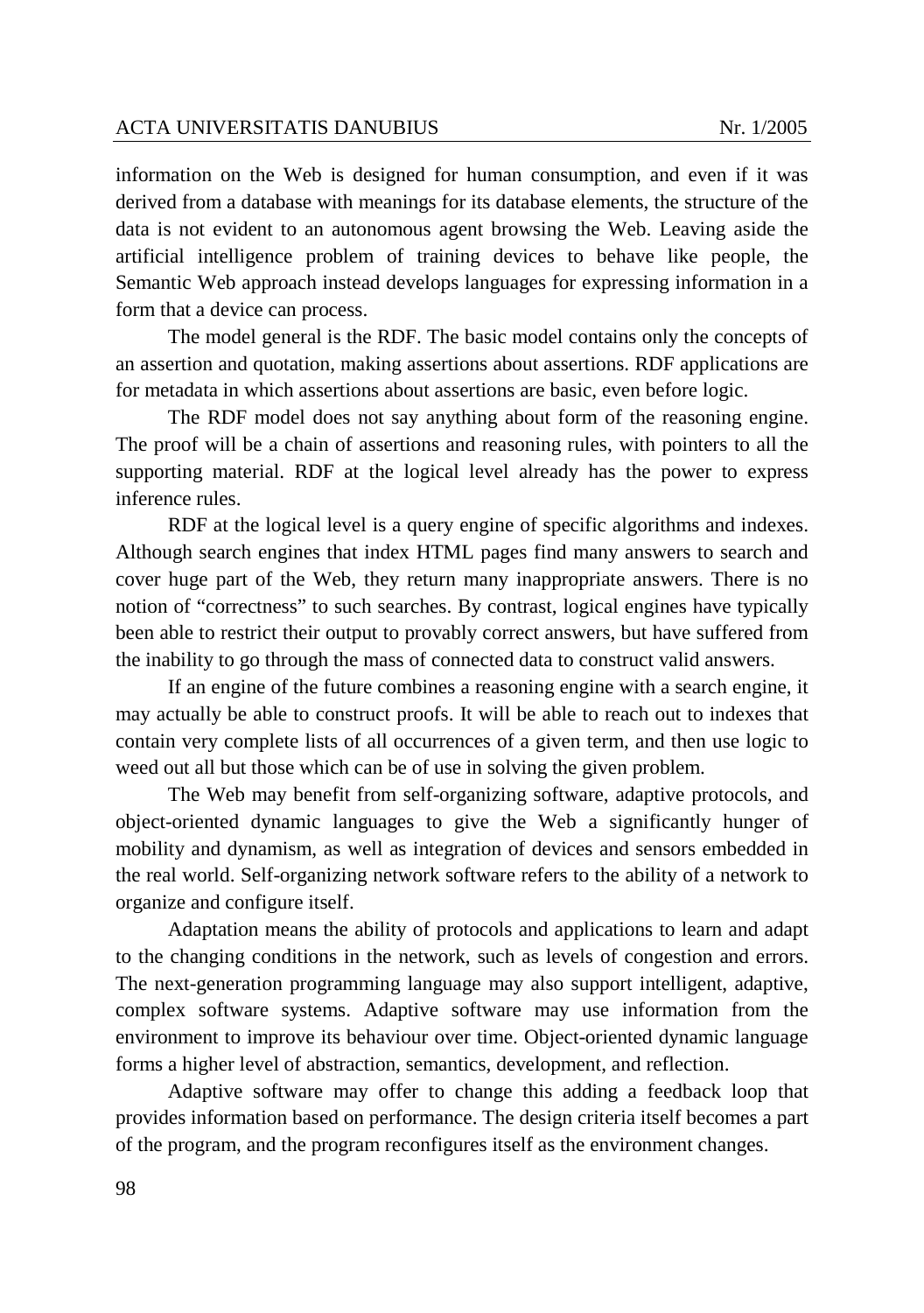information on the Web is designed for human consumption, and even if it was derived from a database with meanings for its database elements, the structure of the data is not evident to an autonomous agent browsing the Web. Leaving aside the artificial intelligence problem of training devices to behave like people, the Semantic Web approach instead develops languages for expressing information in a form that a device can process.

The model general is the RDF. The basic model contains only the concepts of an assertion and quotation, making assertions about assertions. RDF applications are for metadata in which assertions about assertions are basic, even before logic.

The RDF model does not say anything about form of the reasoning engine. The proof will be a chain of assertions and reasoning rules, with pointers to all the supporting material. RDF at the logical level already has the power to express inference rules.

RDF at the logical level is a query engine of specific algorithms and indexes. Although search engines that index HTML pages find many answers to search and cover huge part of the Web, they return many inappropriate answers. There is no notion of "correctness" to such searches. By contrast, logical engines have typically been able to restrict their output to provably correct answers, but have suffered from the inability to go through the mass of connected data to construct valid answers.

If an engine of the future combines a reasoning engine with a search engine, it may actually be able to construct proofs. It will be able to reach out to indexes that contain very complete lists of all occurrences of a given term, and then use logic to weed out all but those which can be of use in solving the given problem.

The Web may benefit from self-organizing software, adaptive protocols, and object-oriented dynamic languages to give the Web a significantly hunger of mobility and dynamism, as well as integration of devices and sensors embedded in the real world. Self-organizing network software refers to the ability of a network to organize and configure itself.

Adaptation means the ability of protocols and applications to learn and adapt to the changing conditions in the network, such as levels of congestion and errors. The next-generation programming language may also support intelligent, adaptive, complex software systems. Adaptive software may use information from the environment to improve its behaviour over time. Object-oriented dynamic language forms a higher level of abstraction, semantics, development, and reflection.

Adaptive software may offer to change this adding a feedback loop that provides information based on performance. The design criteria itself becomes a part of the program, and the program reconfigures itself as the environment changes.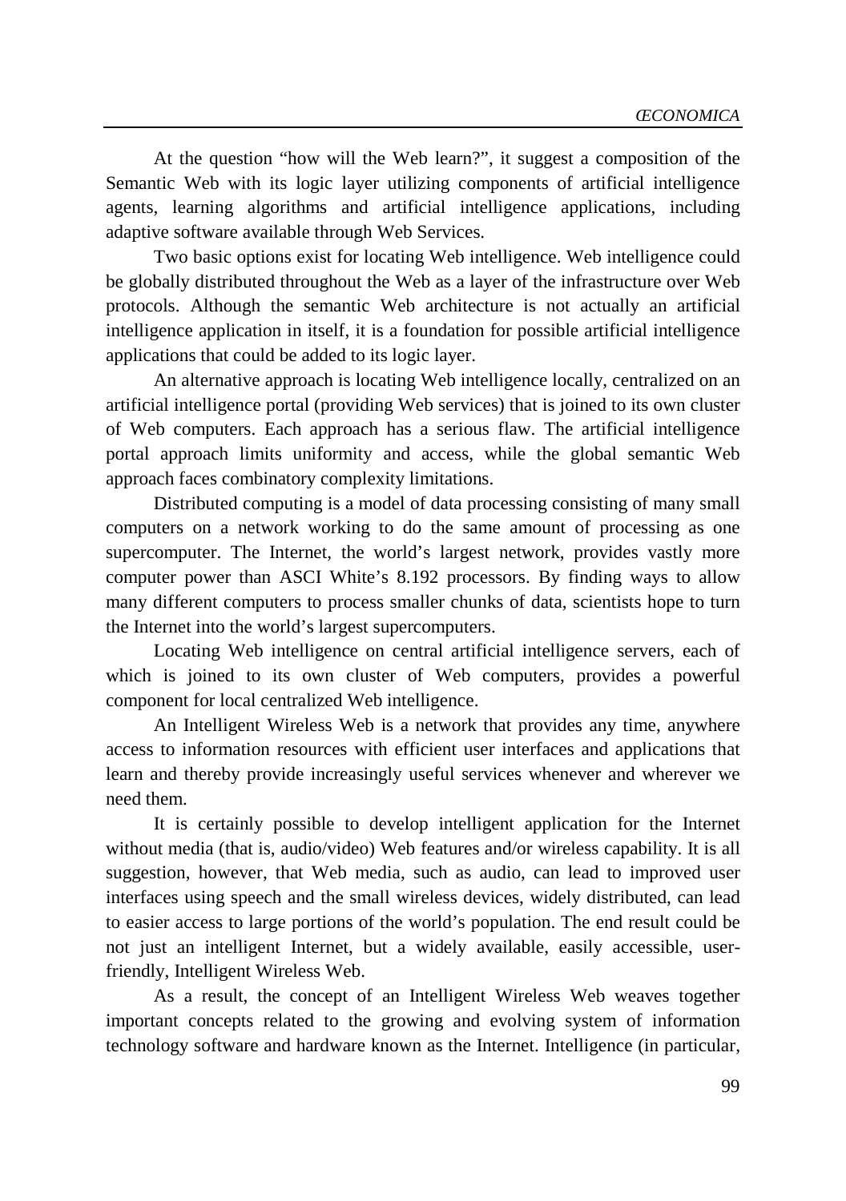At the question "how will the Web learn?", it suggest a composition of the Semantic Web with its logic layer utilizing components of artificial intelligence agents, learning algorithms and artificial intelligence applications, including adaptive software available through Web Services.

Two basic options exist for locating Web intelligence. Web intelligence could be globally distributed throughout the Web as a layer of the infrastructure over Web protocols. Although the semantic Web architecture is not actually an artificial intelligence application in itself, it is a foundation for possible artificial intelligence applications that could be added to its logic layer.

An alternative approach is locating Web intelligence locally, centralized on an artificial intelligence portal (providing Web services) that is joined to its own cluster of Web computers. Each approach has a serious flaw. The artificial intelligence portal approach limits uniformity and access, while the global semantic Web approach faces combinatory complexity limitations.

Distributed computing is a model of data processing consisting of many small computers on a network working to do the same amount of processing as one supercomputer. The Internet, the world's largest network, provides vastly more computer power than ASCI White's 8.192 processors. By finding ways to allow many different computers to process smaller chunks of data, scientists hope to turn the Internet into the world's largest supercomputers.

Locating Web intelligence on central artificial intelligence servers, each of which is joined to its own cluster of Web computers, provides a powerful component for local centralized Web intelligence.

An Intelligent Wireless Web is a network that provides any time, anywhere access to information resources with efficient user interfaces and applications that learn and thereby provide increasingly useful services whenever and wherever we need them.

It is certainly possible to develop intelligent application for the Internet without media (that is, audio/video) Web features and/or wireless capability. It is all suggestion, however, that Web media, such as audio, can lead to improved user interfaces using speech and the small wireless devices, widely distributed, can lead to easier access to large portions of the world's population. The end result could be not just an intelligent Internet, but a widely available, easily accessible, user-friendly, Intelligent Wireless Web.

As a result, the concept of an Intelligent Wireless Web weaves together important concepts related to the growing and evolving system of information technology software and hardware known as the Internet. Intelligence (in particular,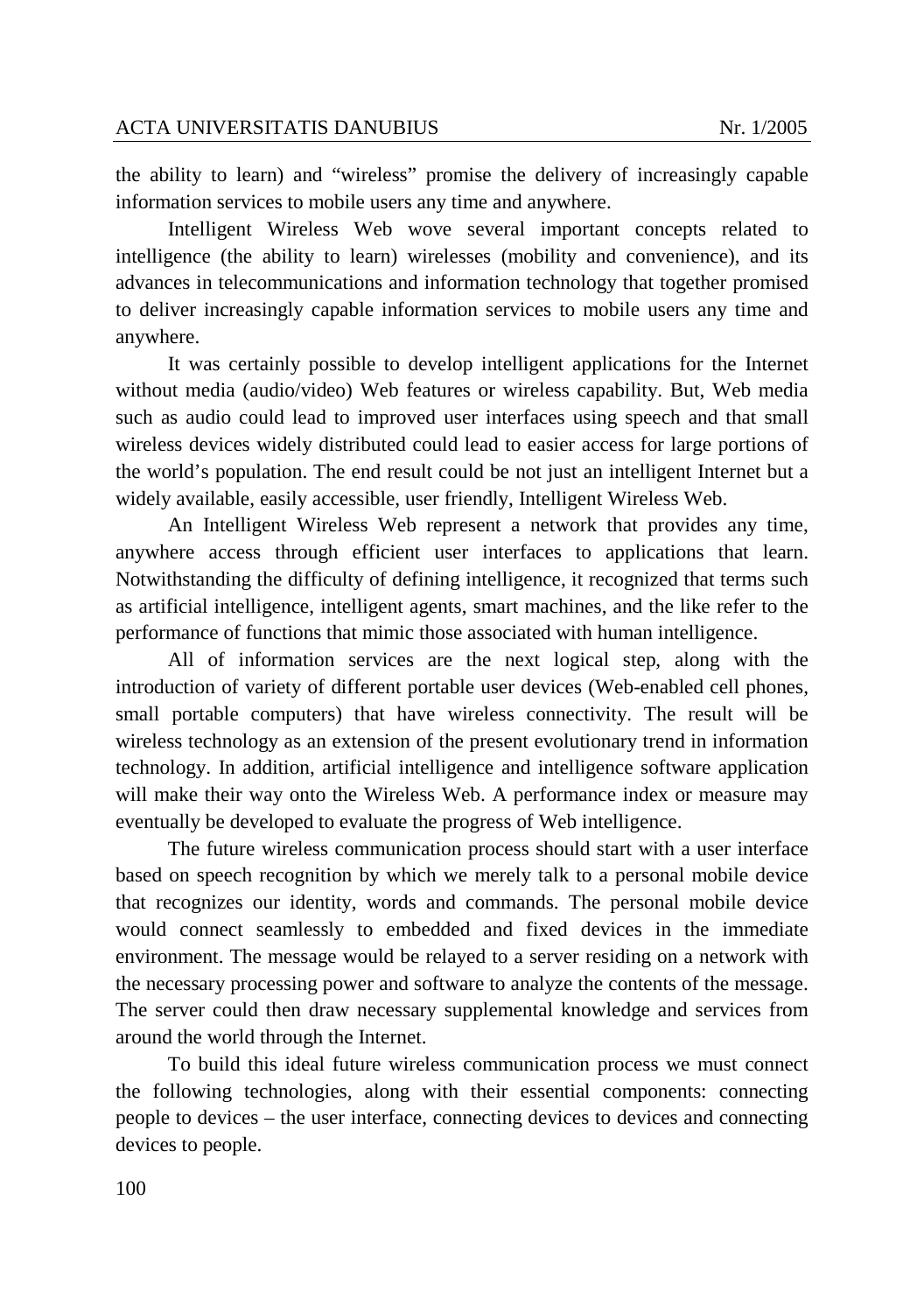the ability to learn) and "wireless" promise the delivery of increasingly capable information services to mobile users any time and anywhere.

Intelligent Wireless Web wove several important concepts related to intelligence (the ability to learn) wirelesses (mobility and convenience), and its advances in telecommunications and information technology that together promised to deliver increasingly capable information services to mobile users any time and anywhere.

It was certainly possible to develop intelligent applications for the Internet without media (audio/video) Web features or wireless capability. But, Web media such as audio could lead to improved user interfaces using speech and that small wireless devices widely distributed could lead to easier access for large portions of the world's population. The end result could be not just an intelligent Internet but a widely available, easily accessible, user friendly, Intelligent Wireless Web.

An Intelligent Wireless Web represent a network that provides any time, anywhere access through efficient user interfaces to applications that learn. Notwithstanding the difficulty of defining intelligence, it recognized that terms such as artificial intelligence, intelligent agents, smart machines, and the like refer to the performance of functions that mimic those associated with human intelligence.

All of information services are the next logical step, along with the introduction of variety of different portable user devices (Web-enabled cell phones, small portable computers) that have wireless connectivity. The result will be wireless technology as an extension of the present evolutionary trend in information technology. In addition, artificial intelligence and intelligence software application will make their way onto the Wireless Web. A performance index or measure may eventually be developed to evaluate the progress of Web intelligence.

The future wireless communication process should start with a user interface based on speech recognition by which we merely talk to a personal mobile device that recognizes our identity, words and commands. The personal mobile device would connect seamlessly to embedded and fixed devices in the immediate environment. The message would be relayed to a server residing on a network with the necessary processing power and software to analyze the contents of the message. The server could then draw necessary supplemental knowledge and services from around the world through the Internet.

To build this ideal future wireless communication process we must connect the following technologies, along with their essential components: connecting people to devices – the user interface, connecting devices to devices and connecting devices to people.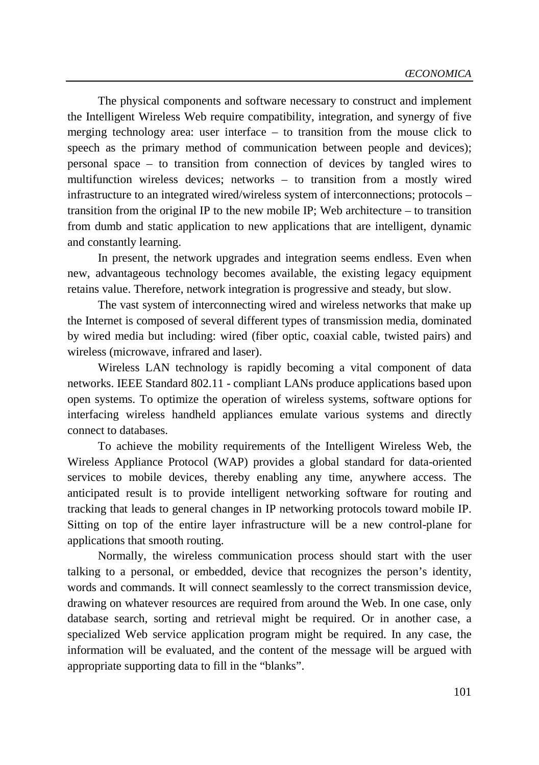The physical components and software necessary to construct and implement the Intelligent Wireless Web require compatibility, integration, and synergy of five merging technology area: user interface – to transition from the mouse click to speech as the primary method of communication between people and devices); personal space – to transition from connection of devices by tangled wires to multifunction wireless devices; networks – to transition from a mostly wired infrastructure to an integrated wired/wireless system of interconnections; protocols – transition from the original IP to the new mobile IP; Web architecture – to transition from dumb and static application to new applications that are intelligent, dynamic and constantly learning.

In present, the network upgrades and integration seems endless. Even when new, advantageous technology becomes available, the existing legacy equipment retains value. Therefore, network integration is progressive and steady, but slow.

The vast system of interconnecting wired and wireless networks that make up the Internet is composed of several different types of transmission media, dominated by wired media but including: wired (fiber optic, coaxial cable, twisted pairs) and wireless (microwave, infrared and laser).

Wireless LAN technology is rapidly becoming a vital component of data networks. IEEE Standard 802.11 - compliant LANs produce applications based upon open systems. To optimize the operation of wireless systems, software options for interfacing wireless handheld appliances emulate various systems and directly connect to databases.

To achieve the mobility requirements of the Intelligent Wireless Web, the Wireless Appliance Protocol (WAP) provides a global standard for data-oriented services to mobile devices, thereby enabling any time, anywhere access. The anticipated result is to provide intelligent networking software for routing and tracking that leads to general changes in IP networking protocols toward mobile IP. Sitting on top of the entire layer infrastructure will be a new control-plane for applications that smooth routing.

Normally, the wireless communication process should start with the user talking to a personal, or embedded, device that recognizes the person's identity, words and commands. It will connect seamlessly to the correct transmission device, drawing on whatever resources are required from around the Web. In one case, only database search, sorting and retrieval might be required. Or in another case, a specialized Web service application program might be required. In any case, the information will be evaluated, and the content of the message will be argued with appropriate supporting data to fill in the "blanks".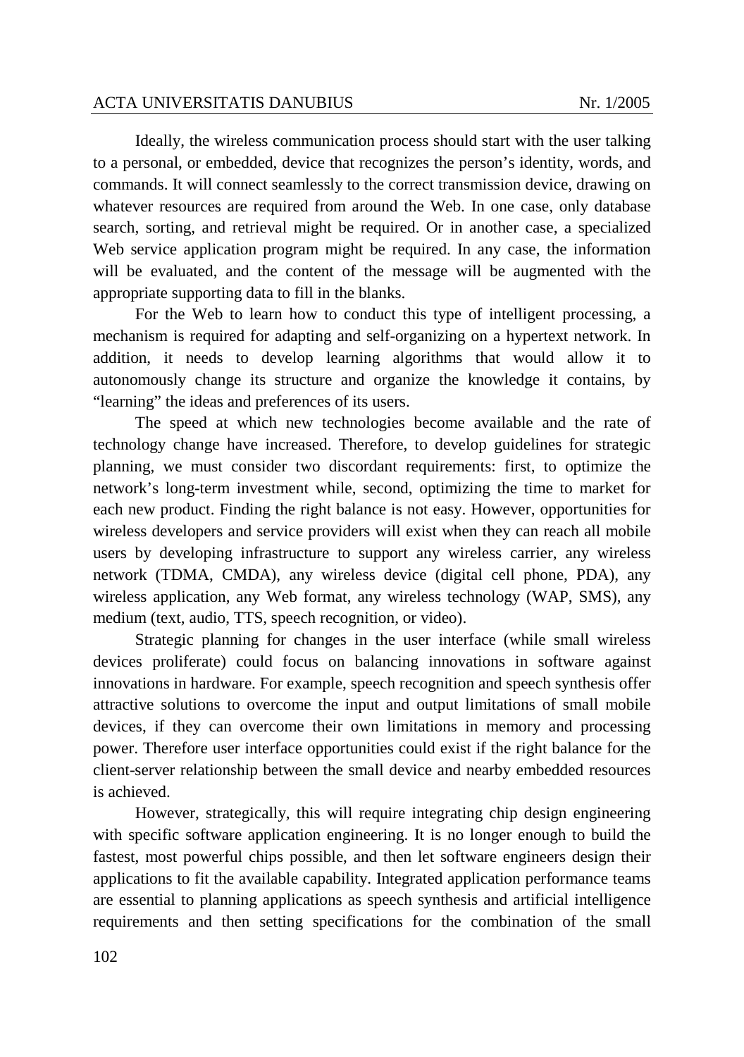Ideally, the wireless communication process should start with the user talking to a personal, or embedded, device that recognizes the person's identity, words, and commands. It will connect seamlessly to the correct transmission device, drawing on whatever resources are required from around the Web. In one case, only database search, sorting, and retrieval might be required. Or in another case, a specialized Web service application program might be required. In any case, the information will be evaluated, and the content of the message will be augmented with the appropriate supporting data to fill in the blanks.

For the Web to learn how to conduct this type of intelligent processing, a mechanism is required for adapting and self-organizing on a hypertext network. In addition, it needs to develop learning algorithms that would allow it to autonomously change its structure and organize the knowledge it contains, by "learning" the ideas and preferences of its users.

The speed at which new technologies become available and the rate of technology change have increased. Therefore, to develop guidelines for strategic planning, we must consider two discordant requirements: first, to optimize the network's long-term investment while, second, optimizing the time to market for each new product. Finding the right balance is not easy. However, opportunities for wireless developers and service providers will exist when they can reach all mobile users by developing infrastructure to support any wireless carrier, any wireless network (TDMA, CMDA), any wireless device (digital cell phone, PDA), any wireless application, any Web format, any wireless technology (WAP, SMS), any medium (text, audio, TTS, speech recognition, or video).

Strategic planning for changes in the user interface (while small wireless devices proliferate) could focus on balancing innovations in software against innovations in hardware. For example, speech recognition and speech synthesis offer attractive solutions to overcome the input and output limitations of small mobile devices, if they can overcome their own limitations in memory and processing power. Therefore user interface opportunities could exist if the right balance for the client-server relationship between the small device and nearby embedded resources is achieved.

However, strategically, this will require integrating chip design engineering with specific software application engineering. It is no longer enough to build the fastest, most powerful chips possible, and then let software engineers design their applications to fit the available capability. Integrated application performance teams are essential to planning applications as speech synthesis and artificial intelligence requirements and then setting specifications for the combination of the small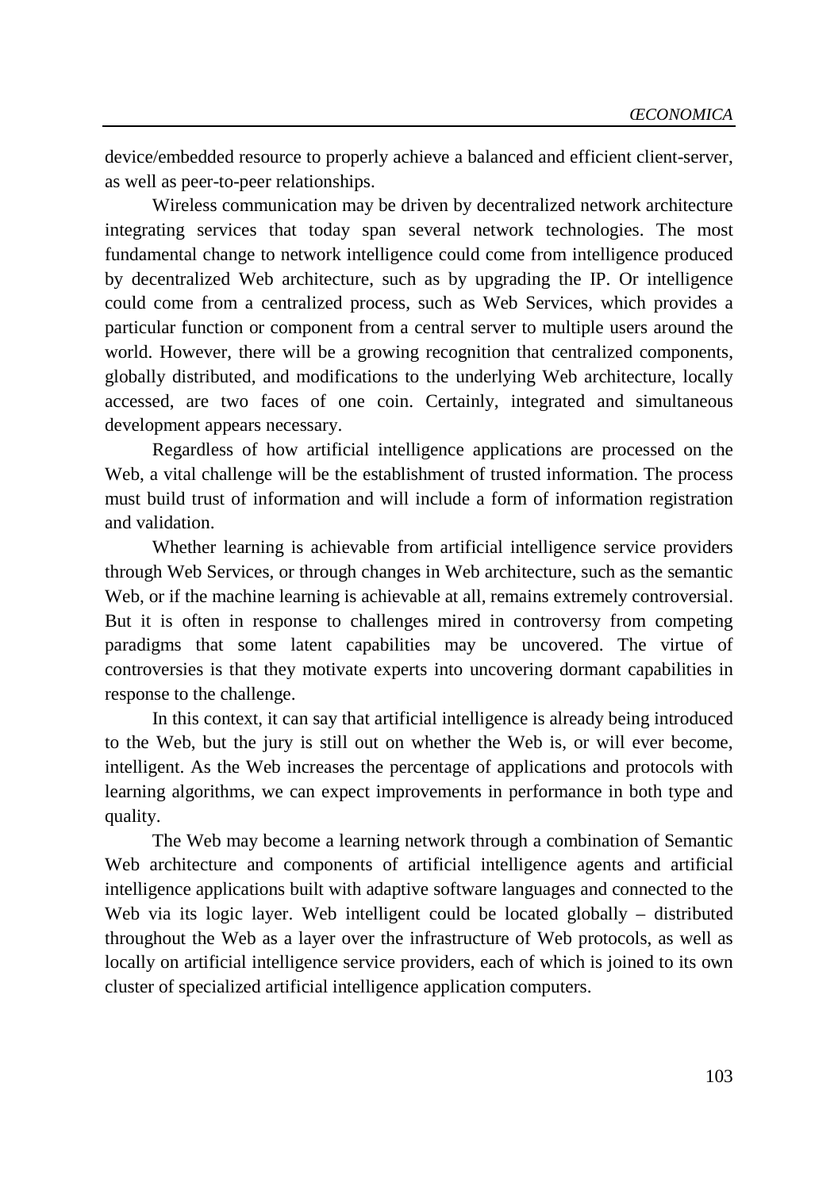device/embedded resource to properly achieve a balanced and efficient client-server, as well as peer-to-peer relationships.

Wireless communication may be driven by decentralized network architecture integrating services that today span several network technologies. The most fundamental change to network intelligence could come from intelligence produced by decentralized Web architecture, such as by upgrading the IP. Or intelligence could come from a centralized process, such as Web Services, which provides a particular function or component from a central server to multiple users around the world. However, there will be a growing recognition that centralized components, globally distributed, and modifications to the underlying Web architecture, locally accessed, are two faces of one coin. Certainly, integrated and simultaneous development appears necessary.

Regardless of how artificial intelligence applications are processed on the Web, a vital challenge will be the establishment of trusted information. The process must build trust of information and will include a form of information registration and validation.

Whether learning is achievable from artificial intelligence service providers through Web Services, or through changes in Web architecture, such as the semantic Web, or if the machine learning is achievable at all, remains extremely controversial. But it is often in response to challenges mired in controversy from competing paradigms that some latent capabilities may be uncovered. The virtue of controversies is that they motivate experts into uncovering dormant capabilities in response to the challenge.

In this context, it can say that artificial intelligence is already being introduced to the Web, but the jury is still out on whether the Web is, or will ever become, intelligent. As the Web increases the percentage of applications and protocols with learning algorithms, we can expect improvements in performance in both type and quality.

The Web may become a learning network through a combination of Semantic Web architecture and components of artificial intelligence agents and artificial intelligence applications built with adaptive software languages and connected to the Web via its logic layer. Web intelligent could be located globally – distributed throughout the Web as a layer over the infrastructure of Web protocols, as well as locally on artificial intelligence service providers, each of which is joined to its own cluster of specialized artificial intelligence application computers.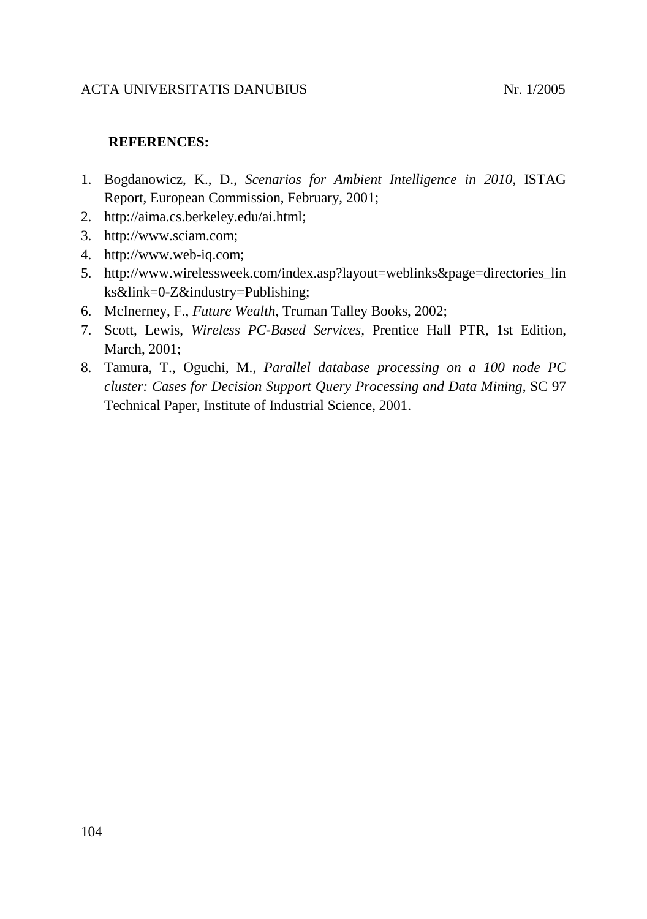**REFERENCES:**

1. Bogdanowicz, K., D., *Scenarios for Ambient Intelligence in 2010*, ISTAG Report, European Commission, February, 2001;
2. http://aima.cs.berkeley.edu/ai.html;
3. http://www.sciam.com;
4. http://www.web-iq.com;
5. http://www.wirelessweek.com/index.asp?layout=weblinks&page=directories_links&link=0-Z&industry=Publishing;
6. McInerney, F., *Future Wealth*, Truman Talley Books, 2002;
7. Scott, Lewis, *Wireless PC-Based Services*, Prentice Hall PTR, 1st Edition, March, 2001;
8. Tamura, T., Oguchi, M., *Parallel database processing on a 100 node PC cluster: Cases for Decision Support Query Processing and Data Mining*, SC 97 Technical Paper, Institute of Industrial Science, 2001.